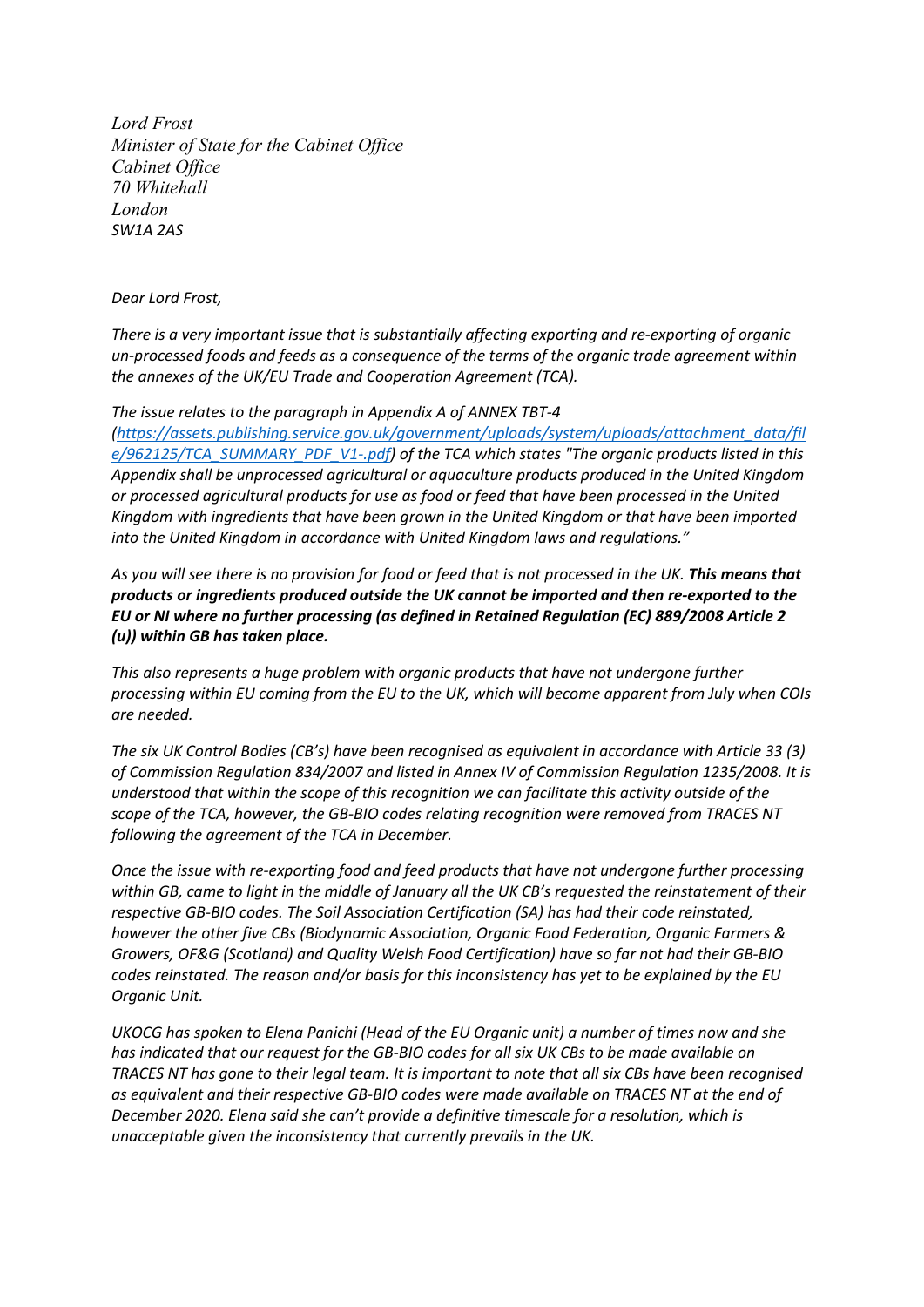*Lord Frost*
*Minister of State for the Cabinet Office*
*Cabinet Office*
*70 Whitehall*
*London*
*SW1A 2AS*

*Dear Lord Frost,*

*There is a very important issue that is substantially affecting exporting and re-exporting of organic un-processed foods and feeds as a consequence of the terms of the organic trade agreement within the annexes of the UK/EU Trade and Cooperation Agreement (TCA).*

*The issue relates to the paragraph in Appendix A of ANNEX TBT-4 ([https://assets.publishing.service.gov.uk/government/uploads/system/uploads/attachment_data/file/962125/TCA_SUMMARY_PDF_V1-.pdf](https://assets.publishing.service.gov.uk/government/uploads/system/uploads/attachment_data/file/962125/TCA_SUMMARY_PDF_V1-.pdf)) of the TCA which states "The organic products listed in this Appendix shall be unprocessed agricultural or aquaculture products produced in the United Kingdom or processed agricultural products for use as food or feed that have been processed in the United Kingdom with ingredients that have been grown in the United Kingdom or that have been imported into the United Kingdom in accordance with United Kingdom laws and regulations."*

*As you will see there is no provision for food or feed that is not processed in the UK.* ***This means that products or ingredients produced outside the UK cannot be imported and then re-exported to the EU or NI where no further processing (as defined in Retained Regulation (EC) 889/2008 Article 2 (u)) within GB has taken place.***

*This also represents a huge problem with organic products that have not undergone further processing within EU coming from the EU to the UK, which will become apparent from July when COIs are needed.*

*The six UK Control Bodies (CB's) have been recognised as equivalent in accordance with Article 33 (3) of Commission Regulation 834/2007 and listed in Annex IV of Commission Regulation 1235/2008. It is understood that within the scope of this recognition we can facilitate this activity outside of the scope of the TCA, however, the GB-BIO codes relating recognition were removed from TRACES NT following the agreement of the TCA in December.*

*Once the issue with re-exporting food and feed products that have not undergone further processing within GB, came to light in the middle of January all the UK CB's requested the reinstatement of their respective GB-BIO codes. The Soil Association Certification (SA) has had their code reinstated, however the other five CBs (Biodynamic Association, Organic Food Federation, Organic Farmers & Growers, OF&G (Scotland) and Quality Welsh Food Certification) have so far not had their GB-BIO codes reinstated. The reason and/or basis for this inconsistency has yet to be explained by the EU Organic Unit.*

*UKOCG has spoken to Elena Panichi (Head of the EU Organic unit) a number of times now and she has indicated that our request for the GB-BIO codes for all six UK CBs to be made available on TRACES NT has gone to their legal team. It is important to note that all six CBs have been recognised as equivalent and their respective GB-BIO codes were made available on TRACES NT at the end of December 2020. Elena said she can't provide a definitive timescale for a resolution, which is unacceptable given the inconsistency that currently prevails in the UK.*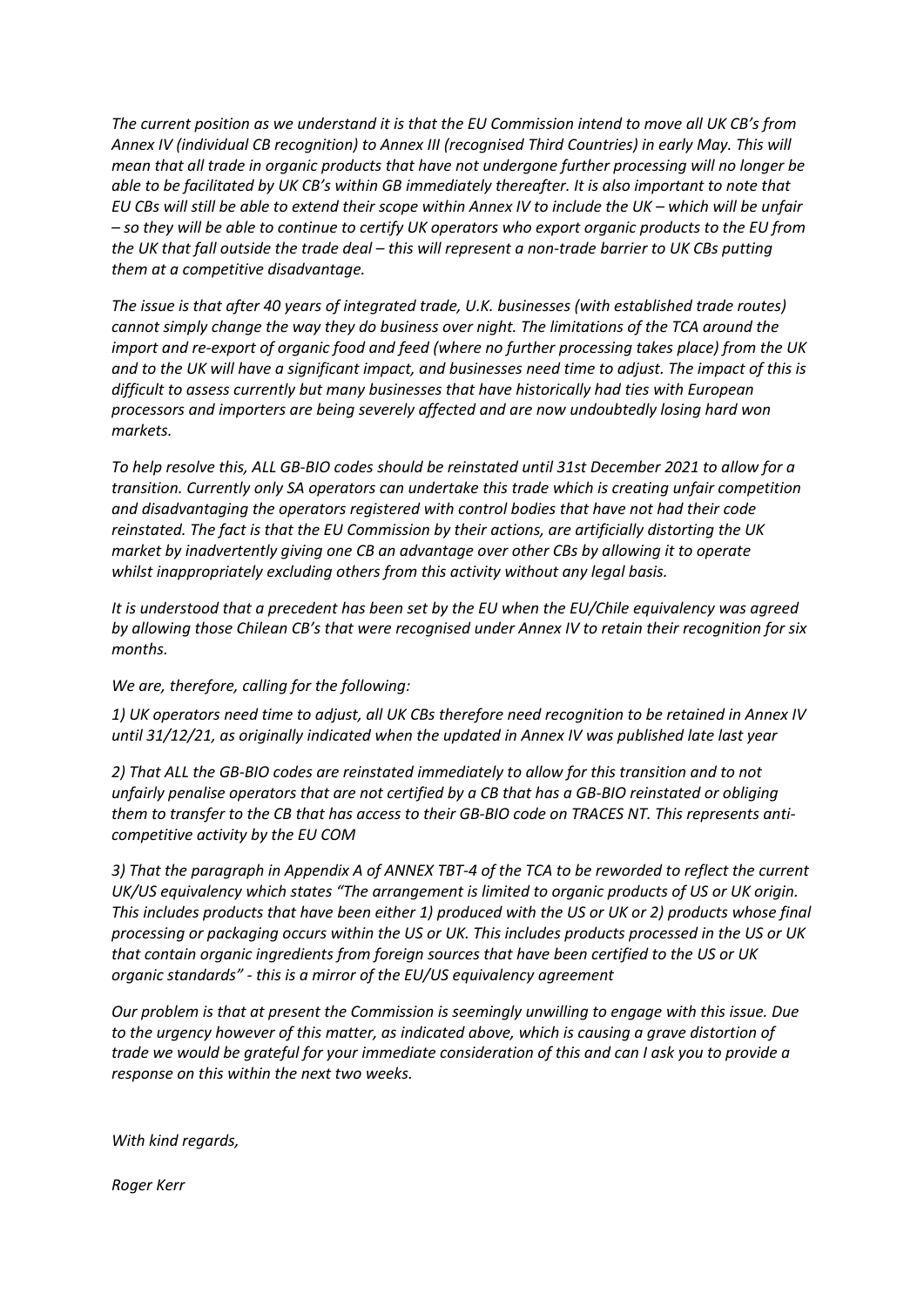*The current position as we understand it is that the EU Commission intend to move all UK CB's from Annex IV (individual CB recognition) to Annex III (recognised Third Countries) in early May. This will mean that all trade in organic products that have not undergone further processing will no longer be able to be facilitated by UK CB's within GB immediately thereafter. It is also important to note that EU CBs will still be able to extend their scope within Annex IV to include the UK – which will be unfair – so they will be able to continue to certify UK operators who export organic products to the EU from the UK that fall outside the trade deal – this will represent a non-trade barrier to UK CBs putting them at a competitive disadvantage.*

*The issue is that after 40 years of integrated trade, U.K. businesses (with established trade routes) cannot simply change the way they do business over night. The limitations of the TCA around the import and re-export of organic food and feed (where no further processing takes place) from the UK and to the UK will have a significant impact, and businesses need time to adjust. The impact of this is difficult to assess currently but many businesses that have historically had ties with European processors and importers are being severely affected and are now undoubtedly losing hard won markets.*

*To help resolve this, ALL GB-BIO codes should be reinstated until 31st December 2021 to allow for a transition. Currently only SA operators can undertake this trade which is creating unfair competition and disadvantaging the operators registered with control bodies that have not had their code reinstated. The fact is that the EU Commission by their actions, are artificially distorting the UK market by inadvertently giving one CB an advantage over other CBs by allowing it to operate whilst inappropriately excluding others from this activity without any legal basis.*

*It is understood that a precedent has been set by the EU when the EU/Chile equivalency was agreed by allowing those Chilean CB's that were recognised under Annex IV to retain their recognition for six months.*

*We are, therefore, calling for the following:*

*1) UK operators need time to adjust, all UK CBs therefore need recognition to be retained in Annex IV until 31/12/21, as originally indicated when the updated in Annex IV was published late last year*

*2) That ALL the GB-BIO codes are reinstated immediately to allow for this transition and to not unfairly penalise operators that are not certified by a CB that has a GB-BIO reinstated or obliging them to transfer to the CB that has access to their GB-BIO code on TRACES NT. This represents anti-competitive activity by the EU COM*

*3) That the paragraph in Appendix A of ANNEX TBT-4 of the TCA to be reworded to reflect the current UK/US equivalency which states "The arrangement is limited to organic products of US or UK origin. This includes products that have been either 1) produced with the US or UK or 2) products whose final processing or packaging occurs within the US or UK. This includes products processed in the US or UK that contain organic ingredients from foreign sources that have been certified to the US or UK organic standards" - this is a mirror of the EU/US equivalency agreement*

*Our problem is that at present the Commission is seemingly unwilling to engage with this issue. Due to the urgency however of this matter, as indicated above, which is causing a grave distortion of trade we would be grateful for your immediate consideration of this and can I ask you to provide a response on this within the next two weeks.*

*With kind regards,*

*Roger Kerr*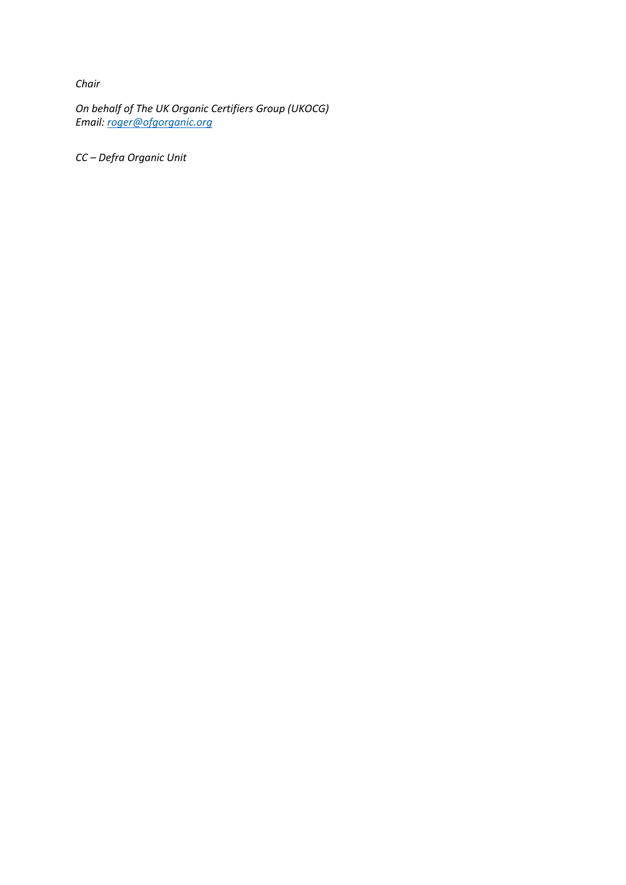*Chair*

*On behalf of The UK Organic Certifiers Group (UKOCG)*
*Email: [roger@ofgorganic.org](mailto:roger@ofgorganic.org)*

*CC – Defra Organic Unit*